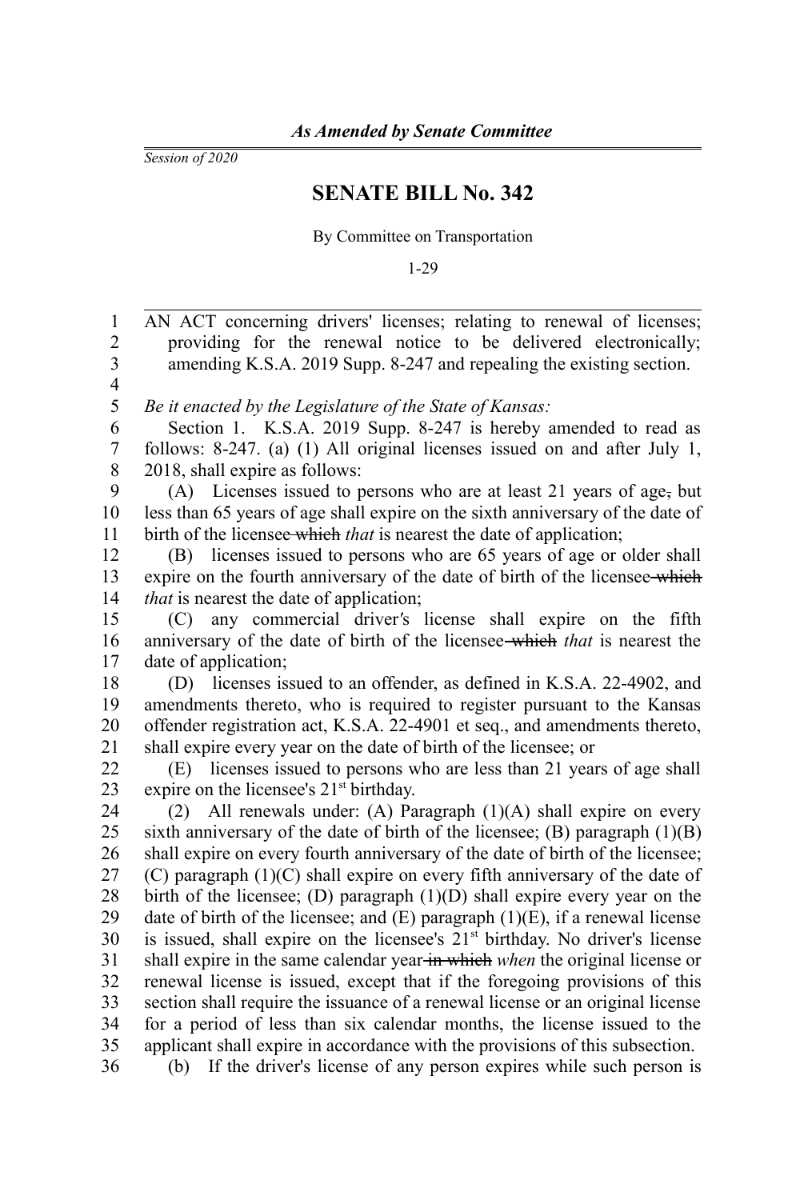*As Amended by Senate Committee*

*Session of 2020*

# SENATE BILL No. 342

By Committee on Transportation

1-29

AN ACT concerning drivers' licenses; relating to renewal of licenses; providing for the renewal notice to be delivered electronically; amending K.S.A. 2019 Supp. 8-247 and repealing the existing section.

*Be it enacted by the Legislature of the State of Kansas:*

Section 1. K.S.A. 2019 Supp. 8-247 is hereby amended to read as follows: 8-247. (a) (1) All original licenses issued on and after July 1, 2018, shall expire as follows:

(A) Licenses issued to persons who are at least 21 years of age~~,~~ but less than 65 years of age shall expire on the sixth anniversary of the date of birth of the licensee ~~which~~ *that* is nearest the date of application;

(B) licenses issued to persons who are 65 years of age or older shall expire on the fourth anniversary of the date of birth of the licensee ~~which~~ *that* is nearest the date of application;

(C) any commercial driver's license shall expire on the fifth anniversary of the date of birth of the licensee ~~which~~ *that* is nearest the date of application;

(D) licenses issued to an offender, as defined in K.S.A. 22-4902, and amendments thereto, who is required to register pursuant to the Kansas offender registration act, K.S.A. 22-4901 et seq., and amendments thereto, shall expire every year on the date of birth of the licensee; or

(E) licenses issued to persons who are less than 21 years of age shall expire on the licensee's 21st birthday.

(2) All renewals under: (A) Paragraph (1)(A) shall expire on every sixth anniversary of the date of birth of the licensee; (B) paragraph (1)(B) shall expire on every fourth anniversary of the date of birth of the licensee; (C) paragraph (1)(C) shall expire on every fifth anniversary of the date of birth of the licensee; (D) paragraph (1)(D) shall expire every year on the date of birth of the licensee; and (E) paragraph (1)(E), if a renewal license is issued, shall expire on the licensee's 21st birthday. No driver's license shall expire in the same calendar year ~~in which~~ *when* the original license or renewal license is issued, except that if the foregoing provisions of this section shall require the issuance of a renewal license or an original license for a period of less than six calendar months, the license issued to the applicant shall expire in accordance with the provisions of this subsection.

(b) If the driver's license of any person expires while such person is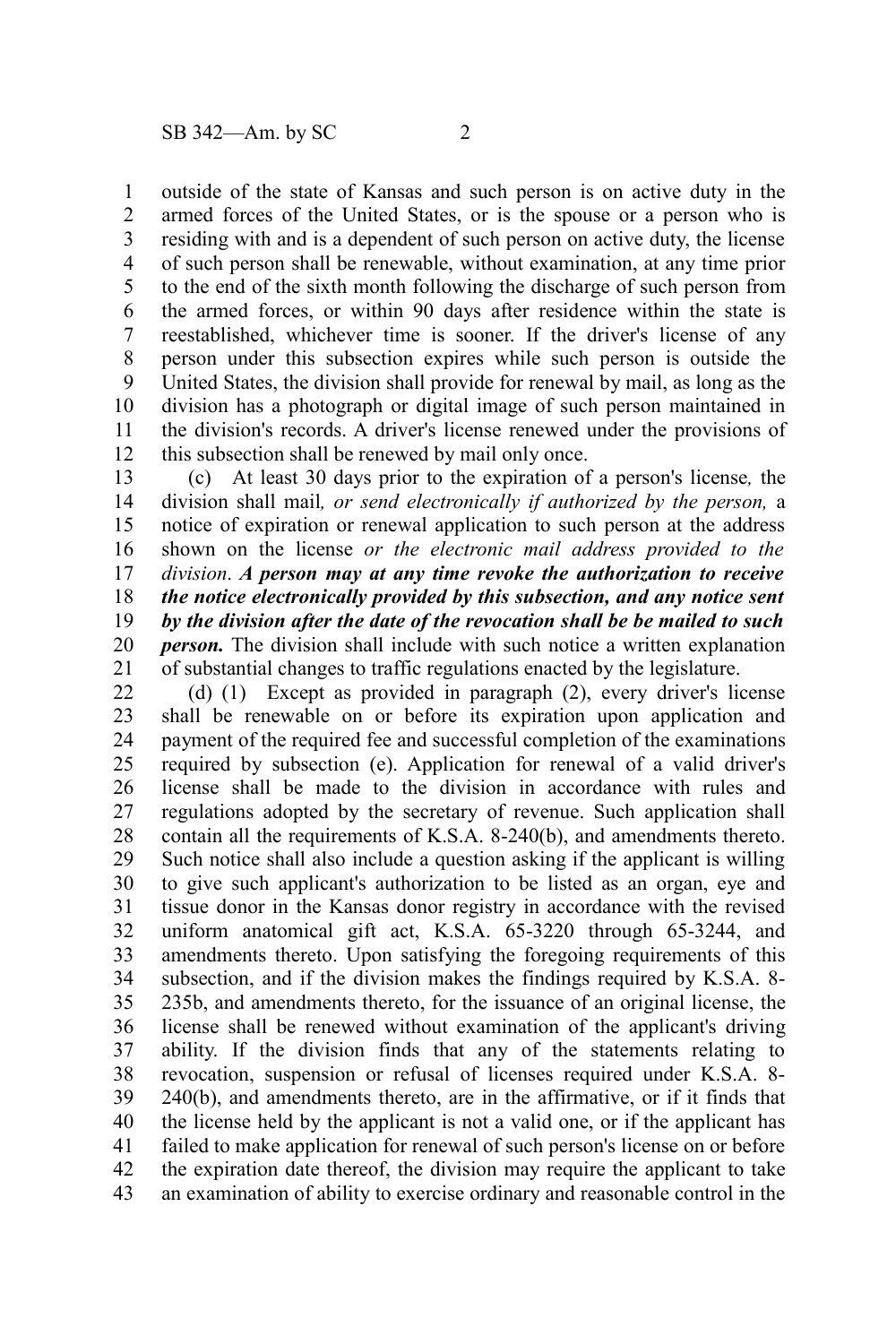outside of the state of Kansas and such person is on active duty in the armed forces of the United States, or is the spouse or a person who is residing with and is a dependent of such person on active duty, the license of such person shall be renewable, without examination, at any time prior to the end of the sixth month following the discharge of such person from the armed forces, or within 90 days after residence within the state is reestablished, whichever time is sooner. If the driver's license of any person under this subsection expires while such person is outside the United States, the division shall provide for renewal by mail, as long as the division has a photograph or digital image of such person maintained in the division's records. A driver's license renewed under the provisions of this subsection shall be renewed by mail only once.

(c) At least 30 days prior to the expiration of a person's license*,* the division shall mail*, or send electronically if authorized by the person,* a notice of expiration or renewal application to such person at the address shown on the license *or the electronic mail address provided to the division*. ***A person may at any time revoke the authorization to receive the notice electronically provided by this subsection, and any notice sent by the division after the date of the revocation shall be be mailed to such person.*** The division shall include with such notice a written explanation of substantial changes to traffic regulations enacted by the legislature.

(d) (1) Except as provided in paragraph (2), every driver's license shall be renewable on or before its expiration upon application and payment of the required fee and successful completion of the examinations required by subsection (e). Application for renewal of a valid driver's license shall be made to the division in accordance with rules and regulations adopted by the secretary of revenue. Such application shall contain all the requirements of K.S.A. 8-240(b), and amendments thereto. Such notice shall also include a question asking if the applicant is willing to give such applicant's authorization to be listed as an organ, eye and tissue donor in the Kansas donor registry in accordance with the revised uniform anatomical gift act, K.S.A. 65-3220 through 65-3244, and amendments thereto. Upon satisfying the foregoing requirements of this subsection, and if the division makes the findings required by K.S.A. 8-235b, and amendments thereto, for the issuance of an original license, the license shall be renewed without examination of the applicant's driving ability. If the division finds that any of the statements relating to revocation, suspension or refusal of licenses required under K.S.A. 8-240(b), and amendments thereto, are in the affirmative, or if it finds that the license held by the applicant is not a valid one, or if the applicant has failed to make application for renewal of such person's license on or before the expiration date thereof, the division may require the applicant to take an examination of ability to exercise ordinary and reasonable control in the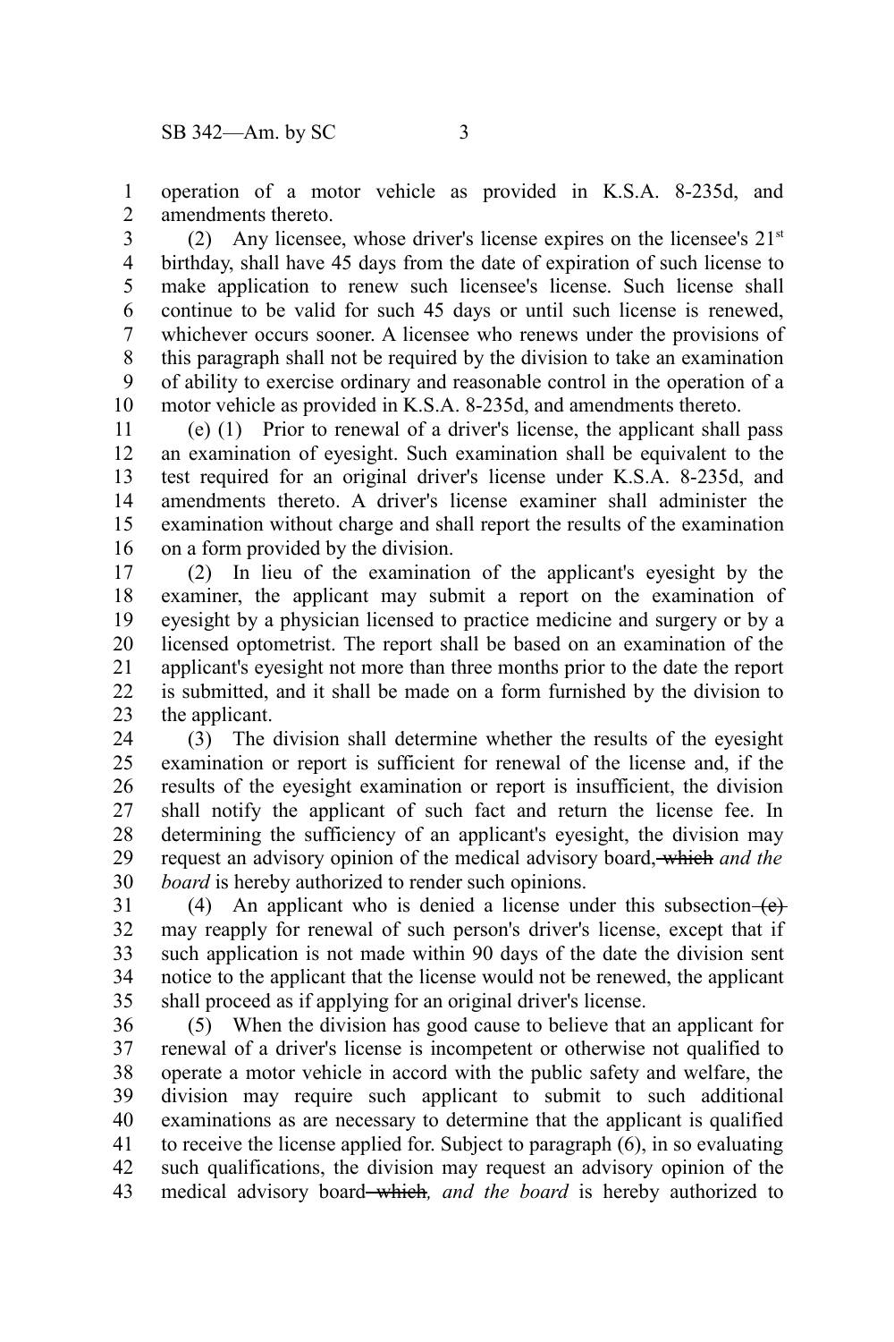operation of a motor vehicle as provided in K.S.A. 8-235d, and amendments thereto.

(2) Any licensee, whose driver's license expires on the licensee's 21st birthday, shall have 45 days from the date of expiration of such license to make application to renew such licensee's license. Such license shall continue to be valid for such 45 days or until such license is renewed, whichever occurs sooner. A licensee who renews under the provisions of this paragraph shall not be required by the division to take an examination of ability to exercise ordinary and reasonable control in the operation of a motor vehicle as provided in K.S.A. 8-235d, and amendments thereto.

(e) (1) Prior to renewal of a driver's license, the applicant shall pass an examination of eyesight. Such examination shall be equivalent to the test required for an original driver's license under K.S.A. 8-235d, and amendments thereto. A driver's license examiner shall administer the examination without charge and shall report the results of the examination on a form provided by the division.

(2) In lieu of the examination of the applicant's eyesight by the examiner, the applicant may submit a report on the examination of eyesight by a physician licensed to practice medicine and surgery or by a licensed optometrist. The report shall be based on an examination of the applicant's eyesight not more than three months prior to the date the report is submitted, and it shall be made on a form furnished by the division to the applicant.

(3) The division shall determine whether the results of the eyesight examination or report is sufficient for renewal of the license and, if the results of the eyesight examination or report is insufficient, the division shall notify the applicant of such fact and return the license fee. In determining the sufficiency of an applicant's eyesight, the division may request an advisory opinion of the medical advisory board~~, which~~ *and the board* is hereby authorized to render such opinions.

(4) An applicant who is denied a license under this subsection ~~(e)~~ may reapply for renewal of such person's driver's license, except that if such application is not made within 90 days of the date the division sent notice to the applicant that the license would not be renewed, the applicant shall proceed as if applying for an original driver's license.

(5) When the division has good cause to believe that an applicant for renewal of a driver's license is incompetent or otherwise not qualified to operate a motor vehicle in accord with the public safety and welfare, the division may require such applicant to submit to such additional examinations as are necessary to determine that the applicant is qualified to receive the license applied for. Subject to paragraph (6), in so evaluating such qualifications, the division may request an advisory opinion of the medical advisory board ~~which~~*, and the board* is hereby authorized to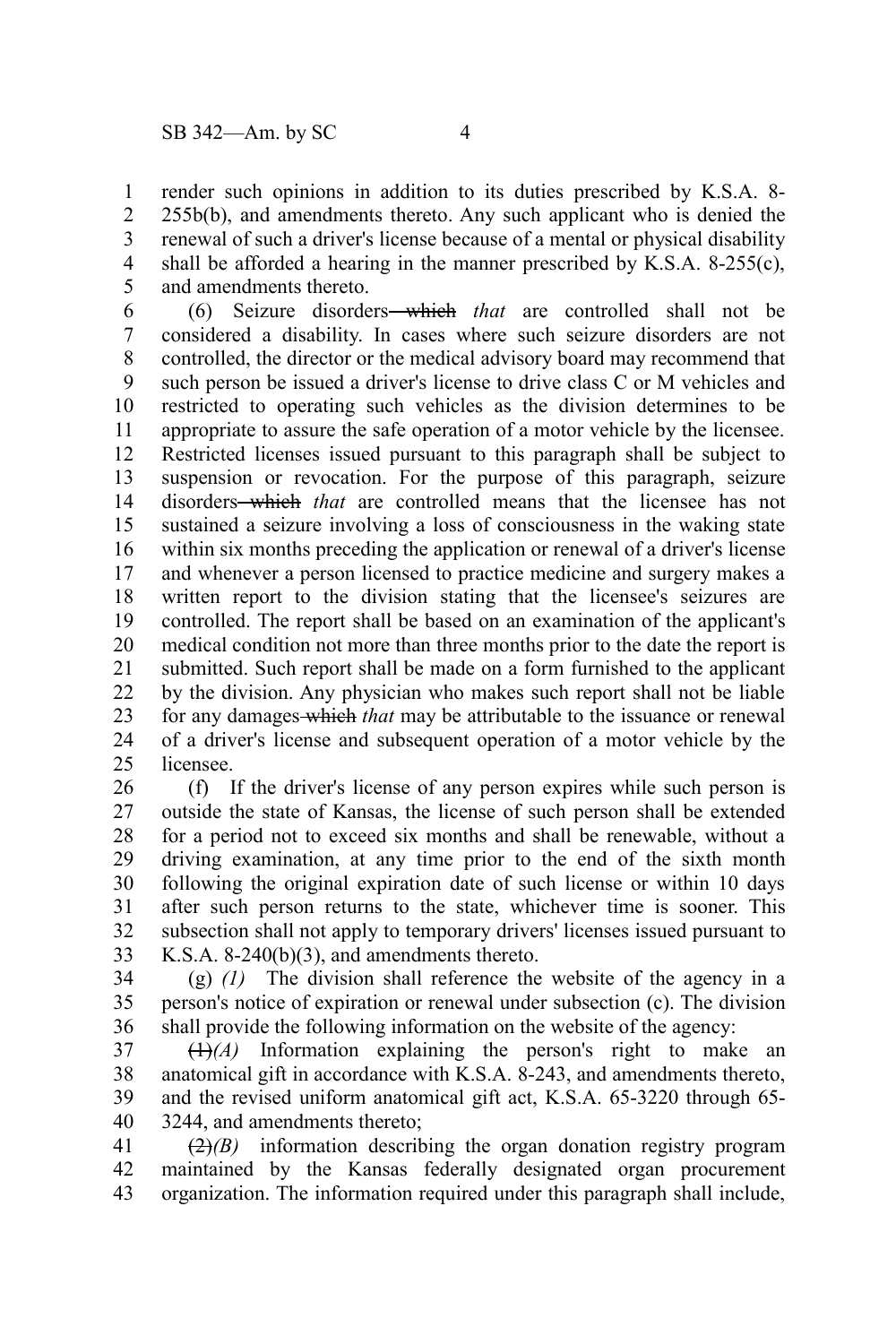render such opinions in addition to its duties prescribed by K.S.A. 8-255b(b), and amendments thereto. Any such applicant who is denied the renewal of such a driver's license because of a mental or physical disability shall be afforded a hearing in the manner prescribed by K.S.A. 8-255(c), and amendments thereto.

(6) Seizure disorders ~~which~~ *that* are controlled shall not be considered a disability. In cases where such seizure disorders are not controlled, the director or the medical advisory board may recommend that such person be issued a driver's license to drive class C or M vehicles and restricted to operating such vehicles as the division determines to be appropriate to assure the safe operation of a motor vehicle by the licensee. Restricted licenses issued pursuant to this paragraph shall be subject to suspension or revocation. For the purpose of this paragraph, seizure disorders ~~which~~ *that* are controlled means that the licensee has not sustained a seizure involving a loss of consciousness in the waking state within six months preceding the application or renewal of a driver's license and whenever a person licensed to practice medicine and surgery makes a written report to the division stating that the licensee's seizures are controlled. The report shall be based on an examination of the applicant's medical condition not more than three months prior to the date the report is submitted. Such report shall be made on a form furnished to the applicant by the division. Any physician who makes such report shall not be liable for any damages ~~which~~ *that* may be attributable to the issuance or renewal of a driver's license and subsequent operation of a motor vehicle by the licensee.

(f) If the driver's license of any person expires while such person is outside the state of Kansas, the license of such person shall be extended for a period not to exceed six months and shall be renewable, without a driving examination, at any time prior to the end of the sixth month following the original expiration date of such license or within 10 days after such person returns to the state, whichever time is sooner. This subsection shall not apply to temporary drivers' licenses issued pursuant to K.S.A. 8-240(b)(3), and amendments thereto.

(g) *(1)* The division shall reference the website of the agency in a person's notice of expiration or renewal under subsection (c). The division shall provide the following information on the website of the agency:

~~(1)~~*(A)* Information explaining the person's right to make an anatomical gift in accordance with K.S.A. 8-243, and amendments thereto, and the revised uniform anatomical gift act, K.S.A. 65-3220 through 65-3244, and amendments thereto;

~~(2)~~*(B)* information describing the organ donation registry program maintained by the Kansas federally designated organ procurement organization. The information required under this paragraph shall include,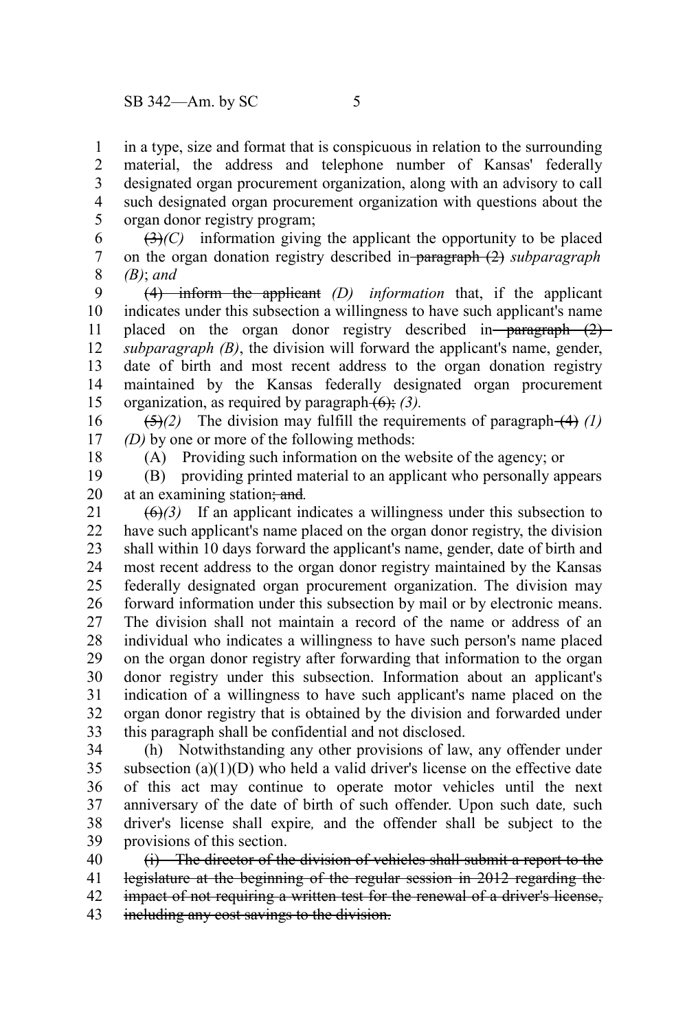in a type, size and format that is conspicuous in relation to the surrounding material, the address and telephone number of Kansas' federally designated organ procurement organization, along with an advisory to call such designated organ procurement organization with questions about the organ donor registry program;

~~(3)~~*(C)* information giving the applicant the opportunity to be placed on the organ donation registry described in ~~paragraph (2)~~ *subparagraph (B)*; *and*

~~(4) inform the applicant~~ *(D) information* that, if the applicant indicates under this subsection a willingness to have such applicant's name placed on the organ donor registry described in ~~paragraph (2)~~ *subparagraph (B)*, the division will forward the applicant's name, gender, date of birth and most recent address to the organ donation registry maintained by the Kansas federally designated organ procurement organization, as required by paragraph ~~(6)~~; *(3).*

~~(5)~~*(2)* The division may fulfill the requirements of paragraph ~~(4)~~ *(1) (D)* by one or more of the following methods:

(A) Providing such information on the website of the agency; or

(B) providing printed material to an applicant who personally appears at an examining station~~; and~~*.*

~~(6)~~*(3)* If an applicant indicates a willingness under this subsection to have such applicant's name placed on the organ donor registry, the division shall within 10 days forward the applicant's name, gender, date of birth and most recent address to the organ donor registry maintained by the Kansas federally designated organ procurement organization. The division may forward information under this subsection by mail or by electronic means. The division shall not maintain a record of the name or address of an individual who indicates a willingness to have such person's name placed on the organ donor registry after forwarding that information to the organ donor registry under this subsection. Information about an applicant's indication of a willingness to have such applicant's name placed on the organ donor registry that is obtained by the division and forwarded under this paragraph shall be confidential and not disclosed.

(h) Notwithstanding any other provisions of law, any offender under subsection (a)(1)(D) who held a valid driver's license on the effective date of this act may continue to operate motor vehicles until the next anniversary of the date of birth of such offender. Upon such date*,* such driver's license shall expire*,* and the offender shall be subject to the provisions of this section.

~~(i) The director of the division of vehicles shall submit a report to the legislature at the beginning of the regular session in 2012 regarding the impact of not requiring a written test for the renewal of a driver's license, including any cost savings to the division.~~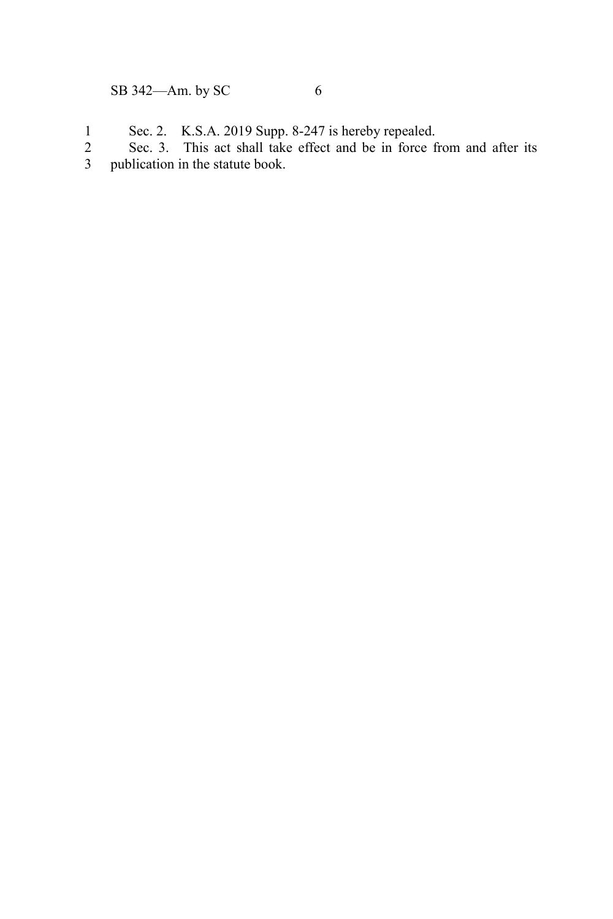Sec. 2. K.S.A. 2019 Supp. 8-247 is hereby repealed.

Sec. 3. This act shall take effect and be in force from and after its publication in the statute book.